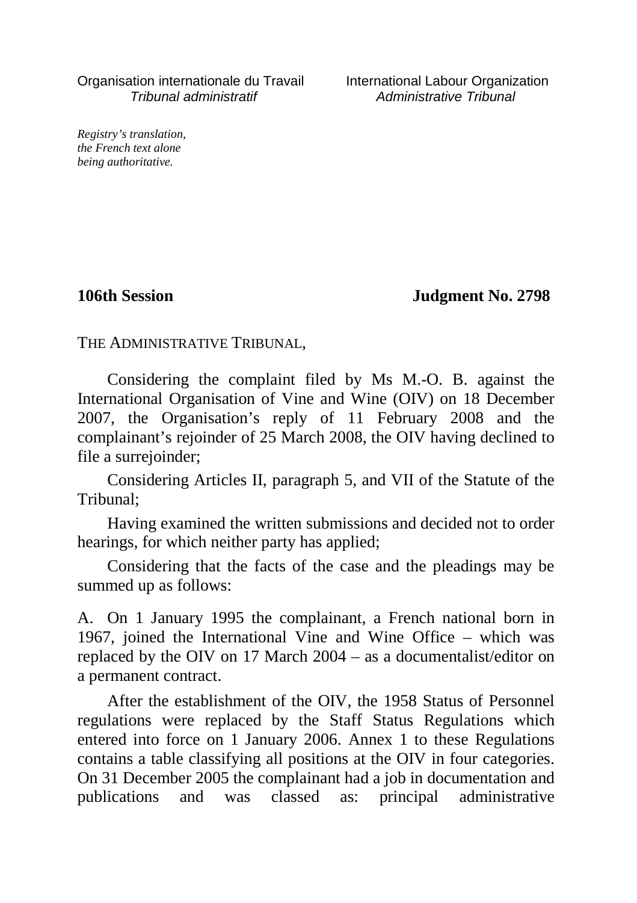Organisation internationale du Travail
*Tribunal administratif*

International Labour Organization
*Administrative Tribunal*

*Registry's translation, the French text alone being authoritative.*

**106th Session** **Judgment No. 2798**

THE ADMINISTRATIVE TRIBUNAL,

Considering the complaint filed by Ms M.-O. B. against the International Organisation of Vine and Wine (OIV) on 18 December 2007, the Organisation's reply of 11 February 2008 and the complainant's rejoinder of 25 March 2008, the OIV having declined to file a surrejoinder;

Considering Articles II, paragraph 5, and VII of the Statute of the Tribunal;

Having examined the written submissions and decided not to order hearings, for which neither party has applied;

Considering that the facts of the case and the pleadings may be summed up as follows:

A. On 1 January 1995 the complainant, a French national born in 1967, joined the International Vine and Wine Office – which was replaced by the OIV on 17 March 2004 – as a documentalist/editor on a permanent contract.

After the establishment of the OIV, the 1958 Status of Personnel regulations were replaced by the Staff Status Regulations which entered into force on 1 January 2006. Annex 1 to these Regulations contains a table classifying all positions at the OIV in four categories. On 31 December 2005 the complainant had a job in documentation and publications and was classed as: principal administrative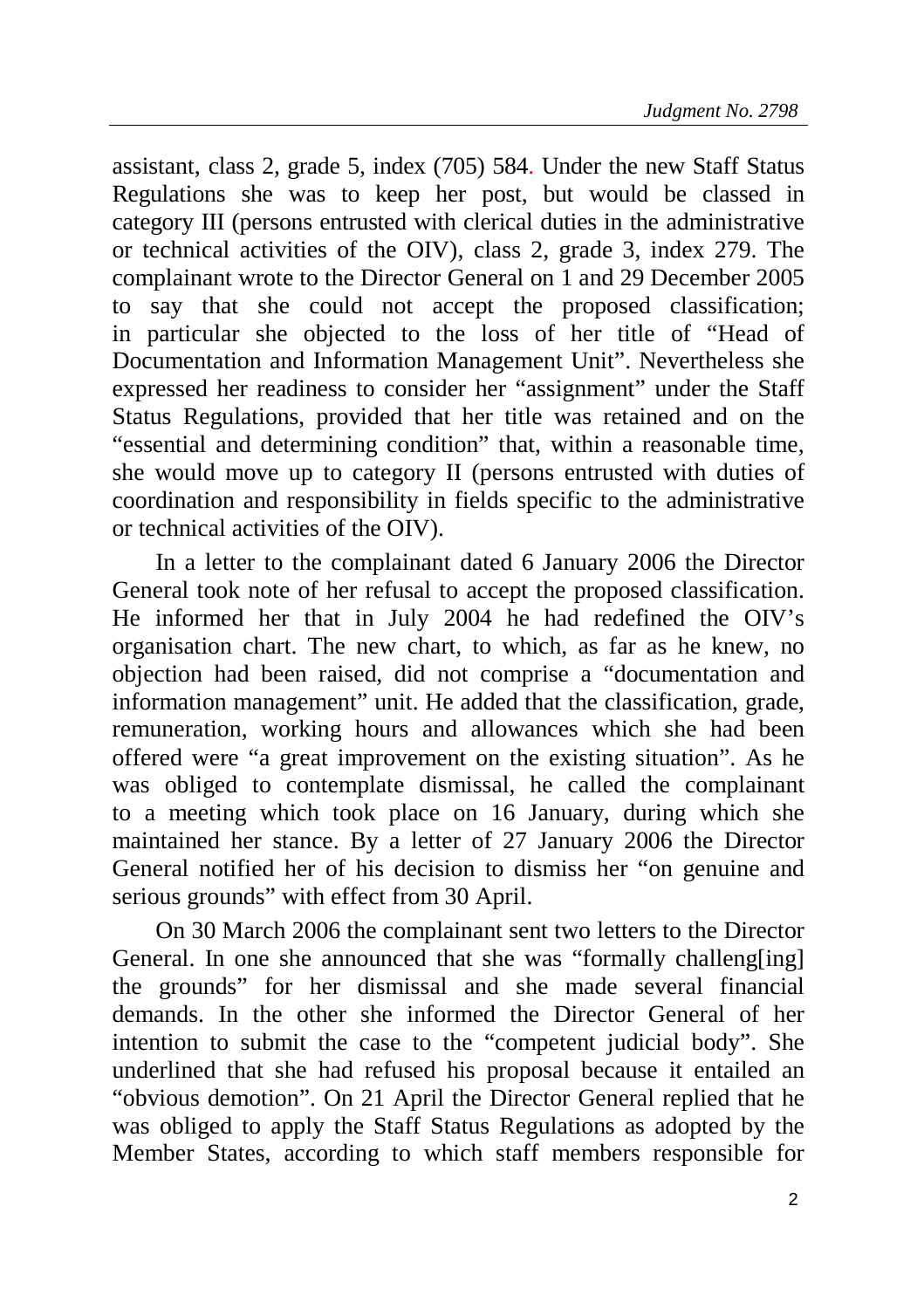assistant, class 2, grade 5, index (705) 584. Under the new Staff Status Regulations she was to keep her post, but would be classed in category III (persons entrusted with clerical duties in the administrative or technical activities of the OIV), class 2, grade 3, index 279. The complainant wrote to the Director General on 1 and 29 December 2005 to say that she could not accept the proposed classification; in particular she objected to the loss of her title of "Head of Documentation and Information Management Unit". Nevertheless she expressed her readiness to consider her "assignment" under the Staff Status Regulations, provided that her title was retained and on the "essential and determining condition" that, within a reasonable time, she would move up to category II (persons entrusted with duties of coordination and responsibility in fields specific to the administrative or technical activities of the OIV).

In a letter to the complainant dated 6 January 2006 the Director General took note of her refusal to accept the proposed classification. He informed her that in July 2004 he had redefined the OIV's organisation chart. The new chart, to which, as far as he knew, no objection had been raised, did not comprise a "documentation and information management" unit. He added that the classification, grade, remuneration, working hours and allowances which she had been offered were "a great improvement on the existing situation". As he was obliged to contemplate dismissal, he called the complainant to a meeting which took place on 16 January, during which she maintained her stance. By a letter of 27 January 2006 the Director General notified her of his decision to dismiss her "on genuine and serious grounds" with effect from 30 April.

On 30 March 2006 the complainant sent two letters to the Director General. In one she announced that she was "formally challeng[ing] the grounds" for her dismissal and she made several financial demands. In the other she informed the Director General of her intention to submit the case to the "competent judicial body". She underlined that she had refused his proposal because it entailed an "obvious demotion". On 21 April the Director General replied that he was obliged to apply the Staff Status Regulations as adopted by the Member States, according to which staff members responsible for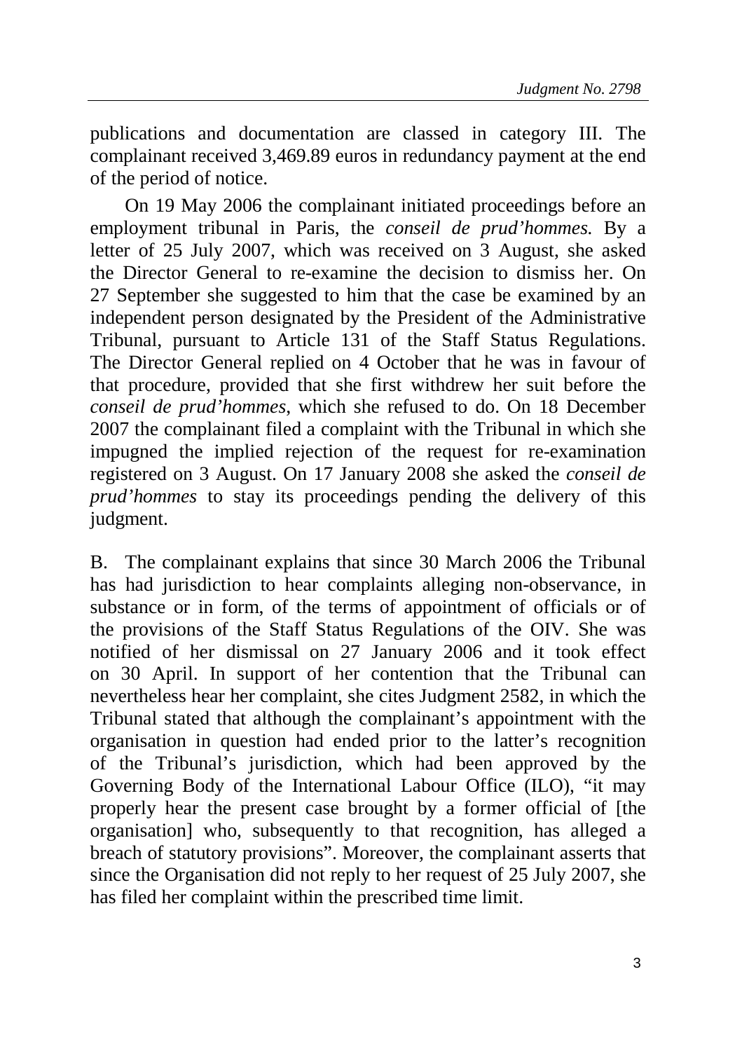publications and documentation are classed in category III. The complainant received 3,469.89 euros in redundancy payment at the end of the period of notice.

On 19 May 2006 the complainant initiated proceedings before an employment tribunal in Paris, the *conseil de prud'hommes.* By a letter of 25 July 2007, which was received on 3 August, she asked the Director General to re-examine the decision to dismiss her. On 27 September she suggested to him that the case be examined by an independent person designated by the President of the Administrative Tribunal, pursuant to Article 131 of the Staff Status Regulations. The Director General replied on 4 October that he was in favour of that procedure, provided that she first withdrew her suit before the *conseil de prud'hommes*, which she refused to do. On 18 December 2007 the complainant filed a complaint with the Tribunal in which she impugned the implied rejection of the request for re-examination registered on 3 August. On 17 January 2008 she asked the *conseil de prud'hommes* to stay its proceedings pending the delivery of this judgment.

B. The complainant explains that since 30 March 2006 the Tribunal has had jurisdiction to hear complaints alleging non-observance, in substance or in form, of the terms of appointment of officials or of the provisions of the Staff Status Regulations of the OIV. She was notified of her dismissal on 27 January 2006 and it took effect on 30 April. In support of her contention that the Tribunal can nevertheless hear her complaint, she cites Judgment 2582, in which the Tribunal stated that although the complainant's appointment with the organisation in question had ended prior to the latter's recognition of the Tribunal's jurisdiction, which had been approved by the Governing Body of the International Labour Office (ILO), "it may properly hear the present case brought by a former official of [the organisation] who, subsequently to that recognition, has alleged a breach of statutory provisions". Moreover, the complainant asserts that since the Organisation did not reply to her request of 25 July 2007, she has filed her complaint within the prescribed time limit.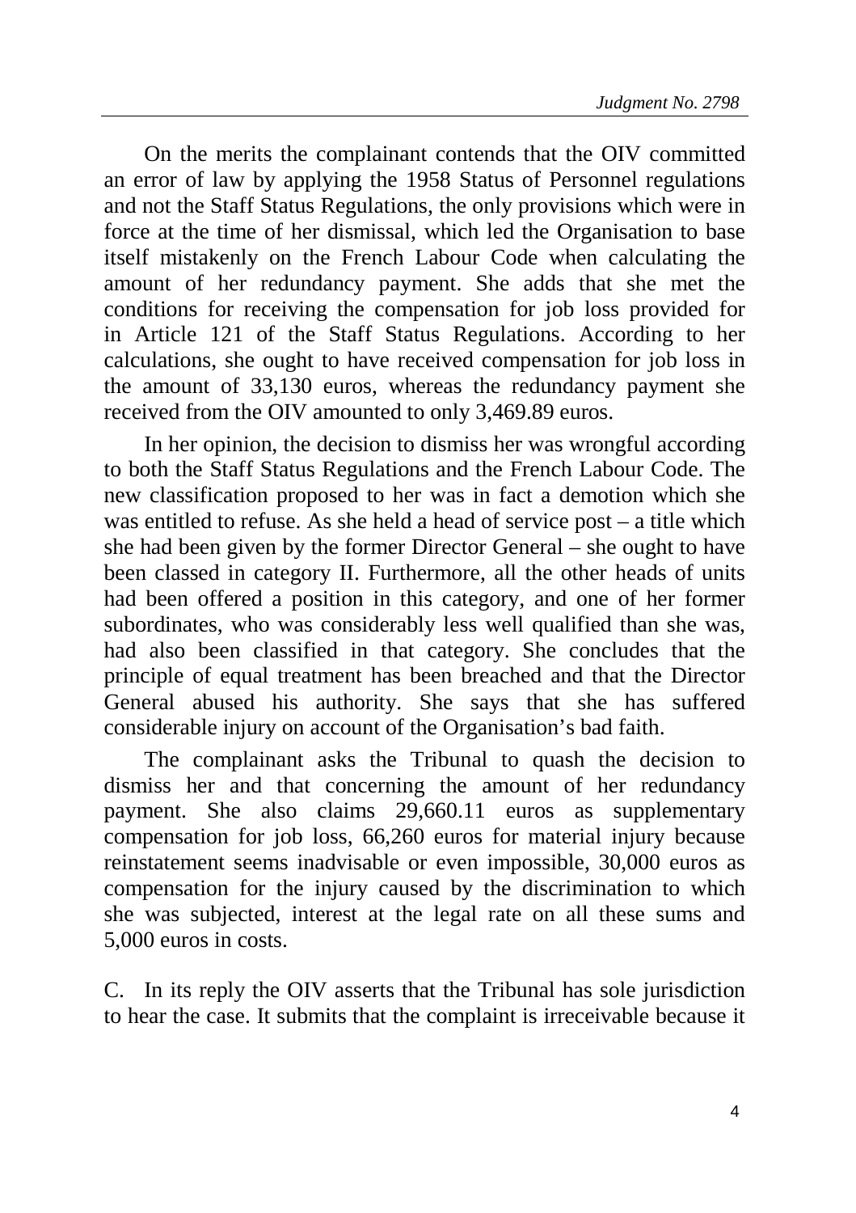On the merits the complainant contends that the OIV committed an error of law by applying the 1958 Status of Personnel regulations and not the Staff Status Regulations, the only provisions which were in force at the time of her dismissal, which led the Organisation to base itself mistakenly on the French Labour Code when calculating the amount of her redundancy payment. She adds that she met the conditions for receiving the compensation for job loss provided for in Article 121 of the Staff Status Regulations. According to her calculations, she ought to have received compensation for job loss in the amount of 33,130 euros, whereas the redundancy payment she received from the OIV amounted to only 3,469.89 euros.

In her opinion, the decision to dismiss her was wrongful according to both the Staff Status Regulations and the French Labour Code. The new classification proposed to her was in fact a demotion which she was entitled to refuse. As she held a head of service post – a title which she had been given by the former Director General – she ought to have been classed in category II. Furthermore, all the other heads of units had been offered a position in this category, and one of her former subordinates, who was considerably less well qualified than she was, had also been classified in that category. She concludes that the principle of equal treatment has been breached and that the Director General abused his authority. She says that she has suffered considerable injury on account of the Organisation's bad faith.

The complainant asks the Tribunal to quash the decision to dismiss her and that concerning the amount of her redundancy payment. She also claims 29,660.11 euros as supplementary compensation for job loss, 66,260 euros for material injury because reinstatement seems inadvisable or even impossible, 30,000 euros as compensation for the injury caused by the discrimination to which she was subjected, interest at the legal rate on all these sums and 5,000 euros in costs.

C. In its reply the OIV asserts that the Tribunal has sole jurisdiction to hear the case. It submits that the complaint is irreceivable because it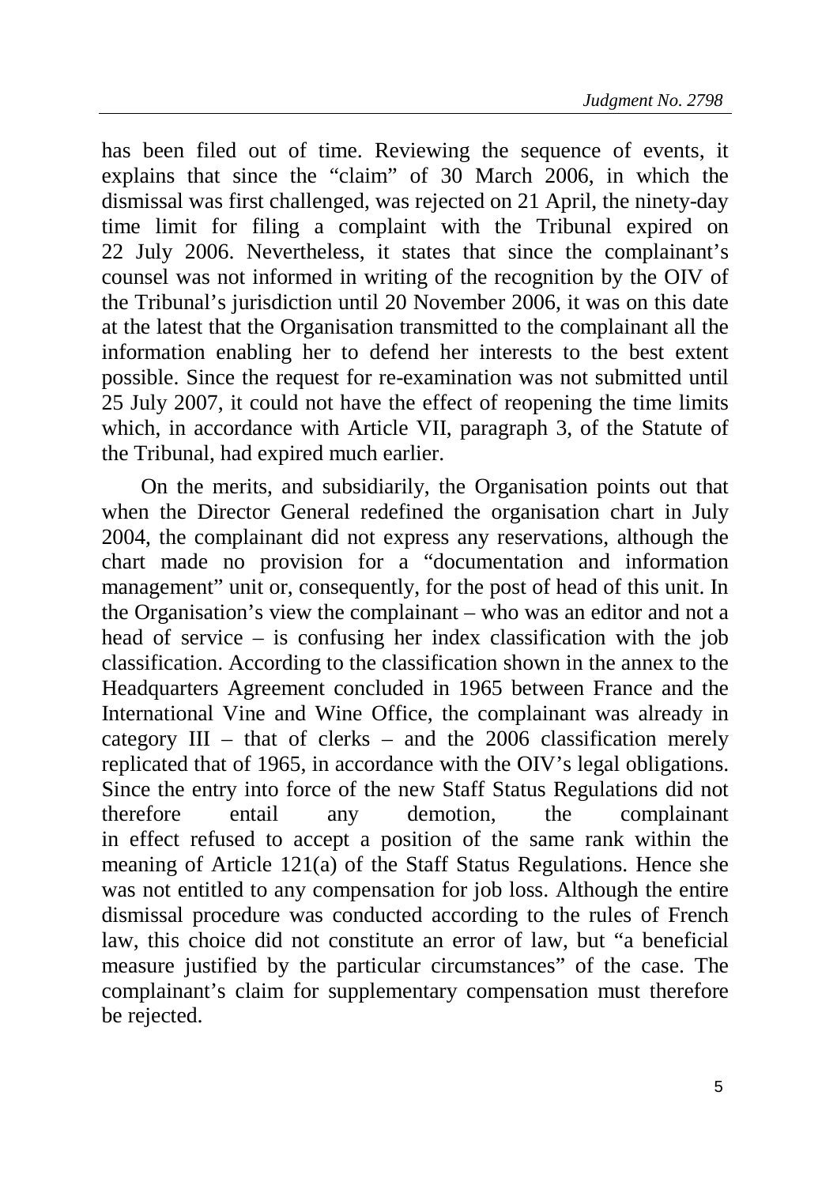has been filed out of time. Reviewing the sequence of events, it explains that since the "claim" of 30 March 2006, in which the dismissal was first challenged, was rejected on 21 April, the ninety-day time limit for filing a complaint with the Tribunal expired on 22 July 2006. Nevertheless, it states that since the complainant's counsel was not informed in writing of the recognition by the OIV of the Tribunal's jurisdiction until 20 November 2006, it was on this date at the latest that the Organisation transmitted to the complainant all the information enabling her to defend her interests to the best extent possible. Since the request for re-examination was not submitted until 25 July 2007, it could not have the effect of reopening the time limits which, in accordance with Article VII, paragraph 3, of the Statute of the Tribunal, had expired much earlier.

On the merits, and subsidiarily, the Organisation points out that when the Director General redefined the organisation chart in July 2004, the complainant did not express any reservations, although the chart made no provision for a "documentation and information management" unit or, consequently, for the post of head of this unit. In the Organisation's view the complainant – who was an editor and not a head of service – is confusing her index classification with the job classification. According to the classification shown in the annex to the Headquarters Agreement concluded in 1965 between France and the International Vine and Wine Office, the complainant was already in category III – that of clerks – and the 2006 classification merely replicated that of 1965, in accordance with the OIV's legal obligations. Since the entry into force of the new Staff Status Regulations did not therefore entail any demotion, the complainant in effect refused to accept a position of the same rank within the meaning of Article 121(a) of the Staff Status Regulations. Hence she was not entitled to any compensation for job loss. Although the entire dismissal procedure was conducted according to the rules of French law, this choice did not constitute an error of law, but "a beneficial measure justified by the particular circumstances" of the case. The complainant's claim for supplementary compensation must therefore be rejected.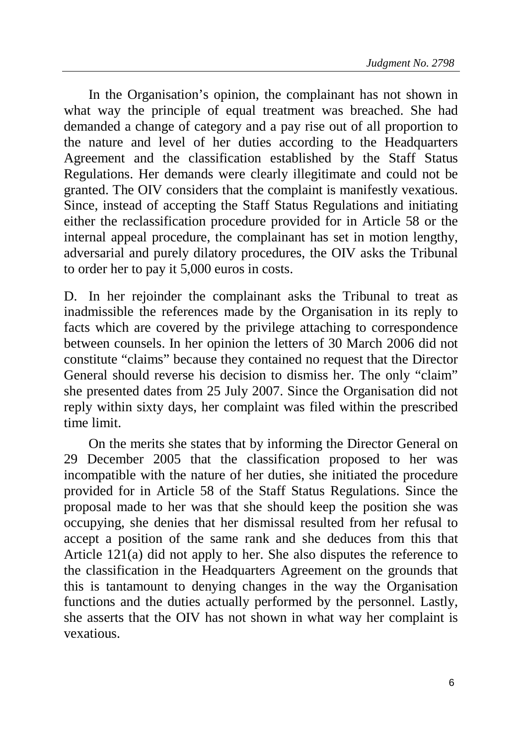In the Organisation's opinion, the complainant has not shown in what way the principle of equal treatment was breached. She had demanded a change of category and a pay rise out of all proportion to the nature and level of her duties according to the Headquarters Agreement and the classification established by the Staff Status Regulations. Her demands were clearly illegitimate and could not be granted. The OIV considers that the complaint is manifestly vexatious. Since, instead of accepting the Staff Status Regulations and initiating either the reclassification procedure provided for in Article 58 or the internal appeal procedure, the complainant has set in motion lengthy, adversarial and purely dilatory procedures, the OIV asks the Tribunal to order her to pay it 5,000 euros in costs.

D. In her rejoinder the complainant asks the Tribunal to treat as inadmissible the references made by the Organisation in its reply to facts which are covered by the privilege attaching to correspondence between counsels. In her opinion the letters of 30 March 2006 did not constitute "claims" because they contained no request that the Director General should reverse his decision to dismiss her. The only "claim" she presented dates from 25 July 2007. Since the Organisation did not reply within sixty days, her complaint was filed within the prescribed time limit.

On the merits she states that by informing the Director General on 29 December 2005 that the classification proposed to her was incompatible with the nature of her duties, she initiated the procedure provided for in Article 58 of the Staff Status Regulations. Since the proposal made to her was that she should keep the position she was occupying, she denies that her dismissal resulted from her refusal to accept a position of the same rank and she deduces from this that Article 121(a) did not apply to her. She also disputes the reference to the classification in the Headquarters Agreement on the grounds that this is tantamount to denying changes in the way the Organisation functions and the duties actually performed by the personnel. Lastly, she asserts that the OIV has not shown in what way her complaint is vexatious.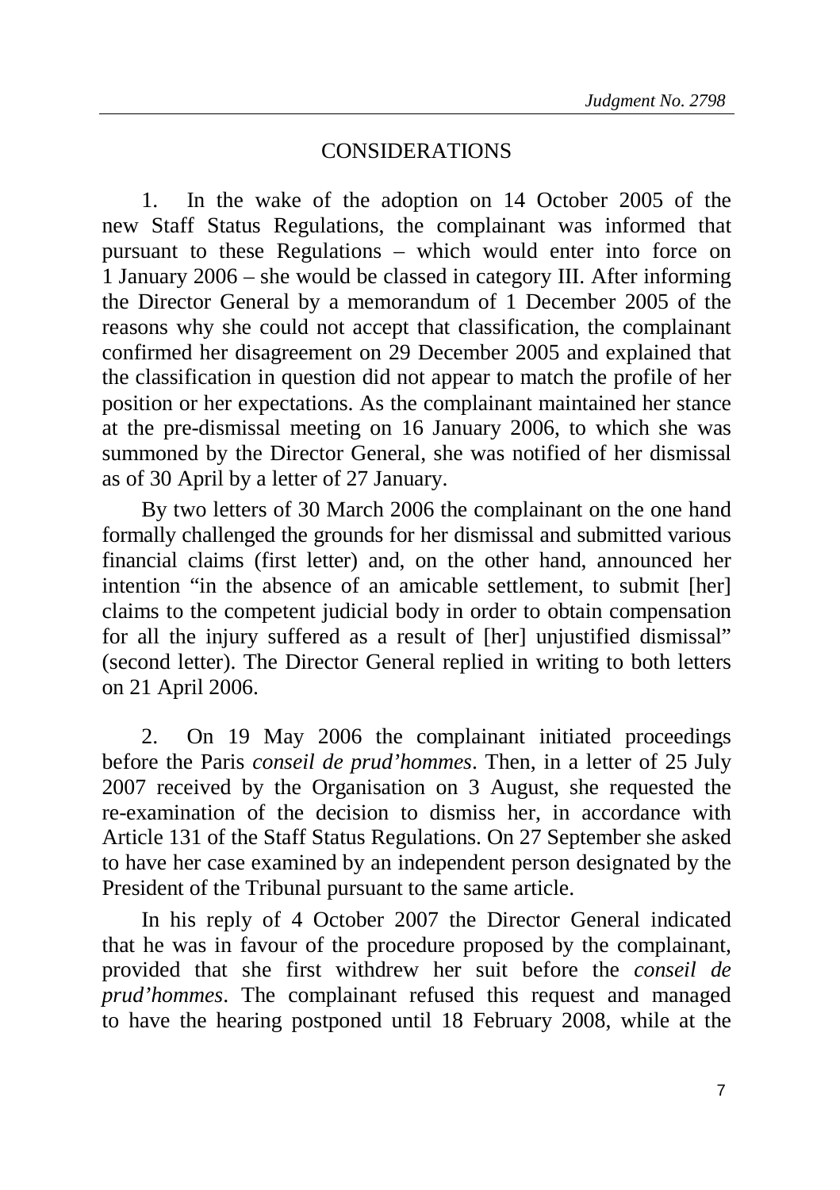## CONSIDERATIONS

1. In the wake of the adoption on 14 October 2005 of the new Staff Status Regulations, the complainant was informed that pursuant to these Regulations – which would enter into force on 1 January 2006 – she would be classed in category III. After informing the Director General by a memorandum of 1 December 2005 of the reasons why she could not accept that classification, the complainant confirmed her disagreement on 29 December 2005 and explained that the classification in question did not appear to match the profile of her position or her expectations. As the complainant maintained her stance at the pre-dismissal meeting on 16 January 2006, to which she was summoned by the Director General, she was notified of her dismissal as of 30 April by a letter of 27 January.

By two letters of 30 March 2006 the complainant on the one hand formally challenged the grounds for her dismissal and submitted various financial claims (first letter) and, on the other hand, announced her intention "in the absence of an amicable settlement, to submit [her] claims to the competent judicial body in order to obtain compensation for all the injury suffered as a result of [her] unjustified dismissal" (second letter). The Director General replied in writing to both letters on 21 April 2006.

2. On 19 May 2006 the complainant initiated proceedings before the Paris *conseil de prud'hommes*. Then, in a letter of 25 July 2007 received by the Organisation on 3 August, she requested the re-examination of the decision to dismiss her, in accordance with Article 131 of the Staff Status Regulations. On 27 September she asked to have her case examined by an independent person designated by the President of the Tribunal pursuant to the same article.

In his reply of 4 October 2007 the Director General indicated that he was in favour of the procedure proposed by the complainant, provided that she first withdrew her suit before the *conseil de prud'hommes*. The complainant refused this request and managed to have the hearing postponed until 18 February 2008, while at the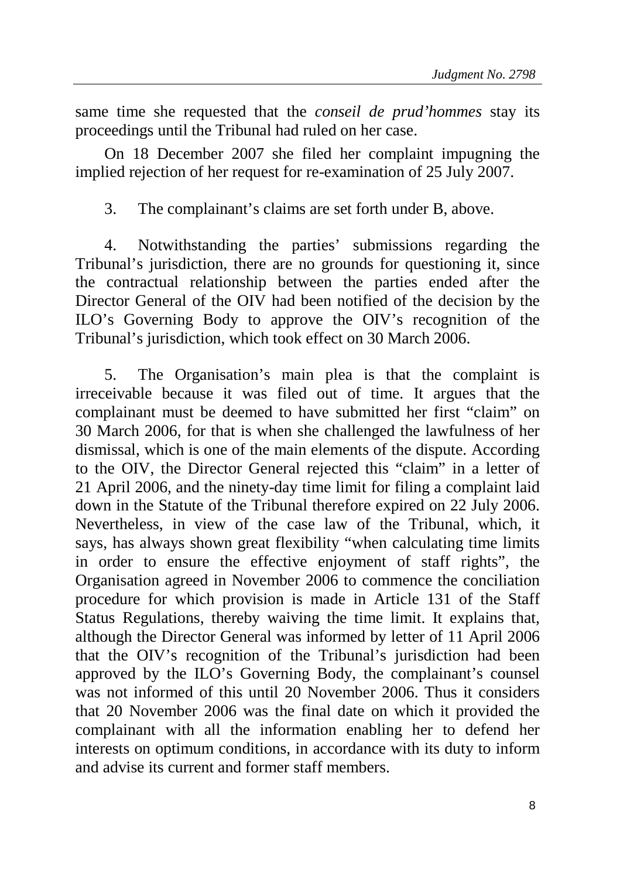same time she requested that the *conseil de prud'hommes* stay its proceedings until the Tribunal had ruled on her case.

On 18 December 2007 she filed her complaint impugning the implied rejection of her request for re-examination of 25 July 2007.

3. The complainant's claims are set forth under B, above.

4. Notwithstanding the parties' submissions regarding the Tribunal's jurisdiction, there are no grounds for questioning it, since the contractual relationship between the parties ended after the Director General of the OIV had been notified of the decision by the ILO's Governing Body to approve the OIV's recognition of the Tribunal's jurisdiction, which took effect on 30 March 2006.

5. The Organisation's main plea is that the complaint is irreceivable because it was filed out of time. It argues that the complainant must be deemed to have submitted her first "claim" on 30 March 2006, for that is when she challenged the lawfulness of her dismissal, which is one of the main elements of the dispute. According to the OIV, the Director General rejected this "claim" in a letter of 21 April 2006, and the ninety-day time limit for filing a complaint laid down in the Statute of the Tribunal therefore expired on 22 July 2006. Nevertheless, in view of the case law of the Tribunal, which, it says, has always shown great flexibility "when calculating time limits in order to ensure the effective enjoyment of staff rights", the Organisation agreed in November 2006 to commence the conciliation procedure for which provision is made in Article 131 of the Staff Status Regulations, thereby waiving the time limit. It explains that, although the Director General was informed by letter of 11 April 2006 that the OIV's recognition of the Tribunal's jurisdiction had been approved by the ILO's Governing Body, the complainant's counsel was not informed of this until 20 November 2006. Thus it considers that 20 November 2006 was the final date on which it provided the complainant with all the information enabling her to defend her interests on optimum conditions, in accordance with its duty to inform and advise its current and former staff members.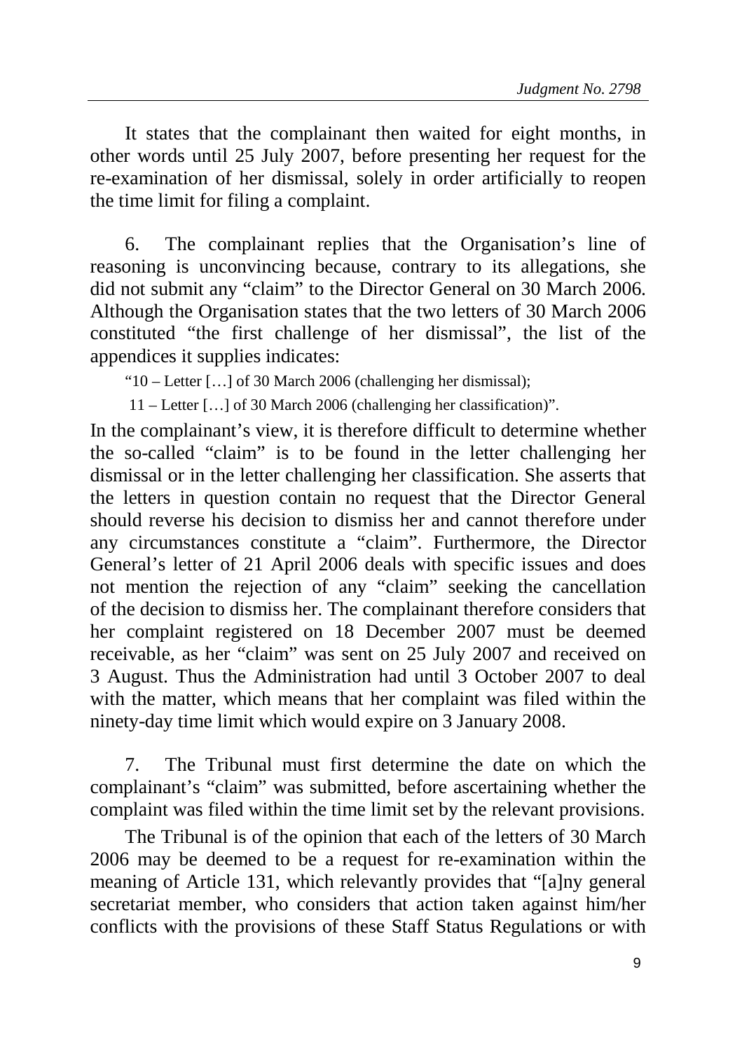It states that the complainant then waited for eight months, in other words until 25 July 2007, before presenting her request for the re-examination of her dismissal, solely in order artificially to reopen the time limit for filing a complaint.

6. The complainant replies that the Organisation's line of reasoning is unconvincing because, contrary to its allegations, she did not submit any "claim" to the Director General on 30 March 2006. Although the Organisation states that the two letters of 30 March 2006 constituted "the first challenge of her dismissal", the list of the appendices it supplies indicates:

> "10 – Letter […] of 30 March 2006 (challenging her dismissal);
>
> 11 – Letter […] of 30 March 2006 (challenging her classification)".

In the complainant's view, it is therefore difficult to determine whether the so-called "claim" is to be found in the letter challenging her dismissal or in the letter challenging her classification. She asserts that the letters in question contain no request that the Director General should reverse his decision to dismiss her and cannot therefore under any circumstances constitute a "claim". Furthermore, the Director General's letter of 21 April 2006 deals with specific issues and does not mention the rejection of any "claim" seeking the cancellation of the decision to dismiss her. The complainant therefore considers that her complaint registered on 18 December 2007 must be deemed receivable, as her "claim" was sent on 25 July 2007 and received on 3 August. Thus the Administration had until 3 October 2007 to deal with the matter, which means that her complaint was filed within the ninety-day time limit which would expire on 3 January 2008.

7. The Tribunal must first determine the date on which the complainant's "claim" was submitted, before ascertaining whether the complaint was filed within the time limit set by the relevant provisions.

The Tribunal is of the opinion that each of the letters of 30 March 2006 may be deemed to be a request for re-examination within the meaning of Article 131, which relevantly provides that "[a]ny general secretariat member, who considers that action taken against him/her conflicts with the provisions of these Staff Status Regulations or with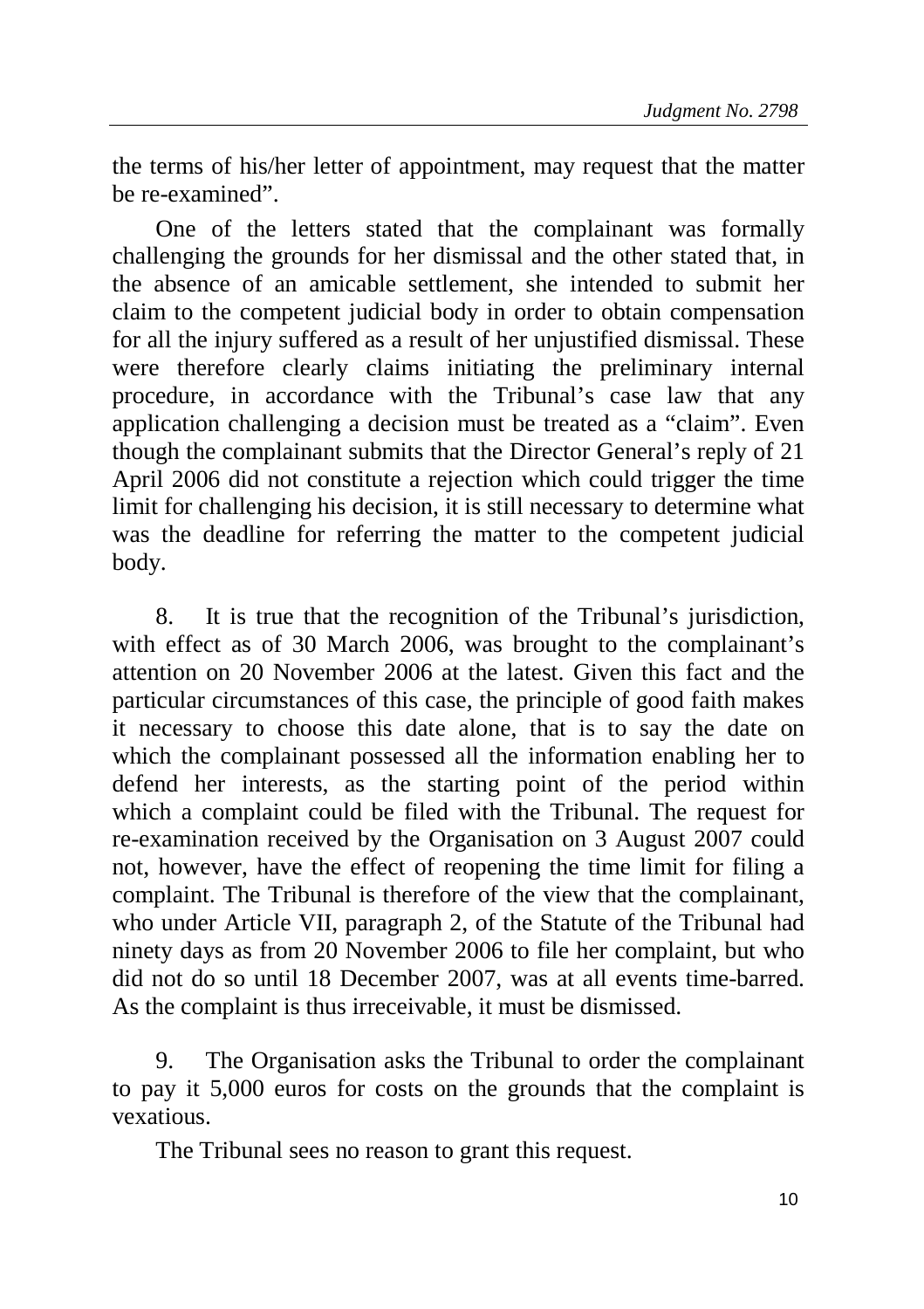the terms of his/her letter of appointment, may request that the matter be re-examined".

One of the letters stated that the complainant was formally challenging the grounds for her dismissal and the other stated that, in the absence of an amicable settlement, she intended to submit her claim to the competent judicial body in order to obtain compensation for all the injury suffered as a result of her unjustified dismissal. These were therefore clearly claims initiating the preliminary internal procedure, in accordance with the Tribunal's case law that any application challenging a decision must be treated as a "claim". Even though the complainant submits that the Director General's reply of 21 April 2006 did not constitute a rejection which could trigger the time limit for challenging his decision, it is still necessary to determine what was the deadline for referring the matter to the competent judicial body.

8. It is true that the recognition of the Tribunal's jurisdiction, with effect as of 30 March 2006, was brought to the complainant's attention on 20 November 2006 at the latest. Given this fact and the particular circumstances of this case, the principle of good faith makes it necessary to choose this date alone, that is to say the date on which the complainant possessed all the information enabling her to defend her interests, as the starting point of the period within which a complaint could be filed with the Tribunal. The request for re-examination received by the Organisation on 3 August 2007 could not, however, have the effect of reopening the time limit for filing a complaint. The Tribunal is therefore of the view that the complainant, who under Article VII, paragraph 2, of the Statute of the Tribunal had ninety days as from 20 November 2006 to file her complaint, but who did not do so until 18 December 2007, was at all events time-barred. As the complaint is thus irreceivable, it must be dismissed.

9. The Organisation asks the Tribunal to order the complainant to pay it 5,000 euros for costs on the grounds that the complaint is vexatious.

The Tribunal sees no reason to grant this request.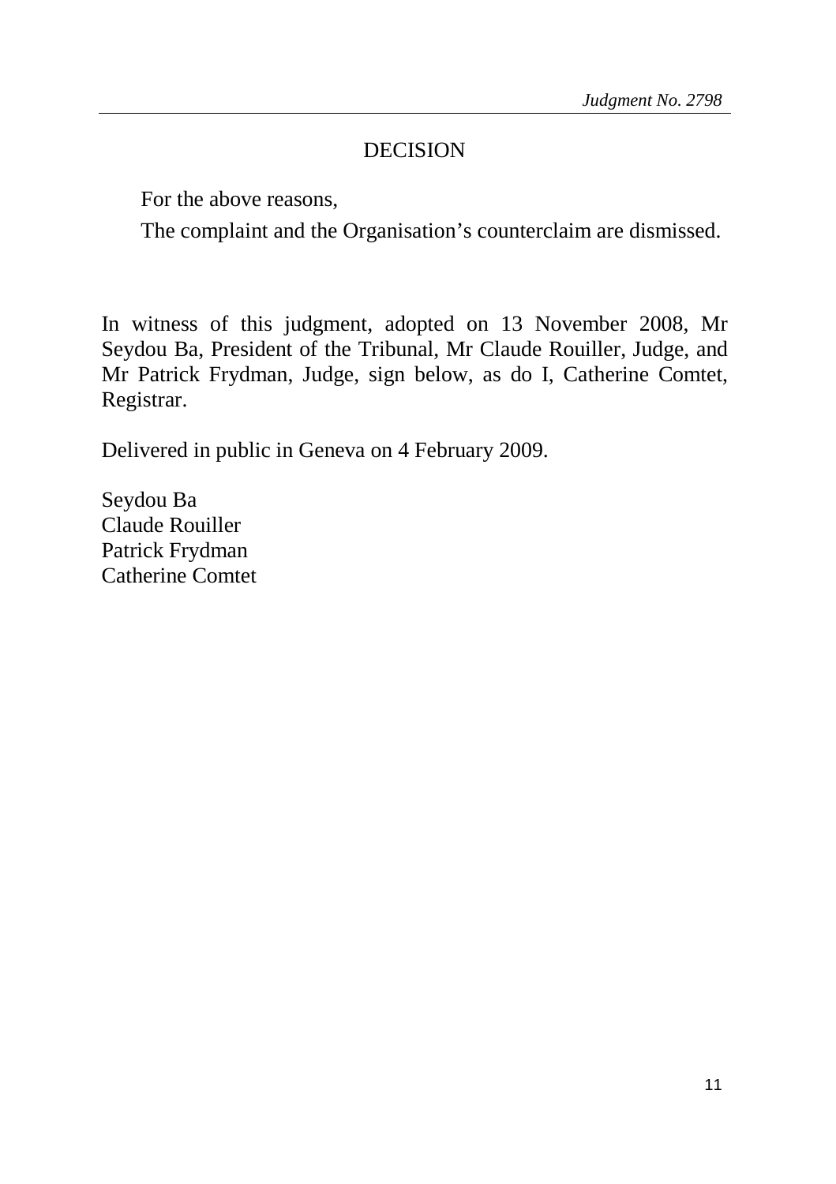## DECISION

For the above reasons,

The complaint and the Organisation's counterclaim are dismissed.

In witness of this judgment, adopted on 13 November 2008, Mr Seydou Ba, President of the Tribunal, Mr Claude Rouiller, Judge, and Mr Patrick Frydman, Judge, sign below, as do I, Catherine Comtet, Registrar.

Delivered in public in Geneva on 4 February 2009.

Seydou Ba
Claude Rouiller
Patrick Frydman
Catherine Comtet